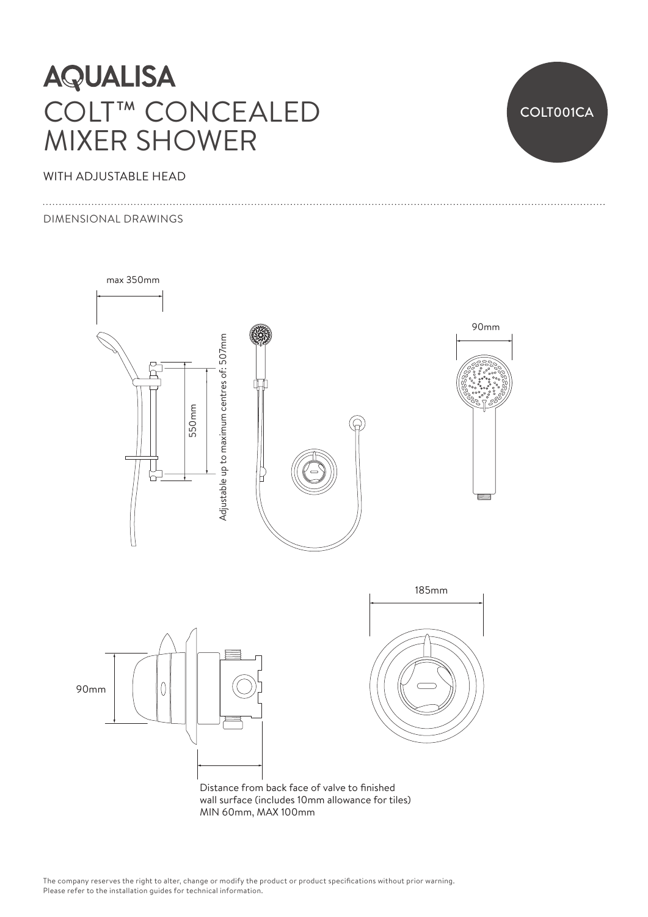# AQUALISA

# COLT™ CONCEALED MIXER SHOWER

COLT001CA

WITH ADJUSTABLE HEAD

DIMENSIONAL DRAWINGS

max 350mm

550mm

Adjustable up to maximum centres of: 507mm

90mm

185mm

90mm

Distance from back face of valve to finished wall surface (includes 10mm allowance for tiles) MIN 60mm, MAX 100mm

The company reserves the right to alter, change or modify the product or product specifications without prior warning.
Please refer to the installation guides for technical information.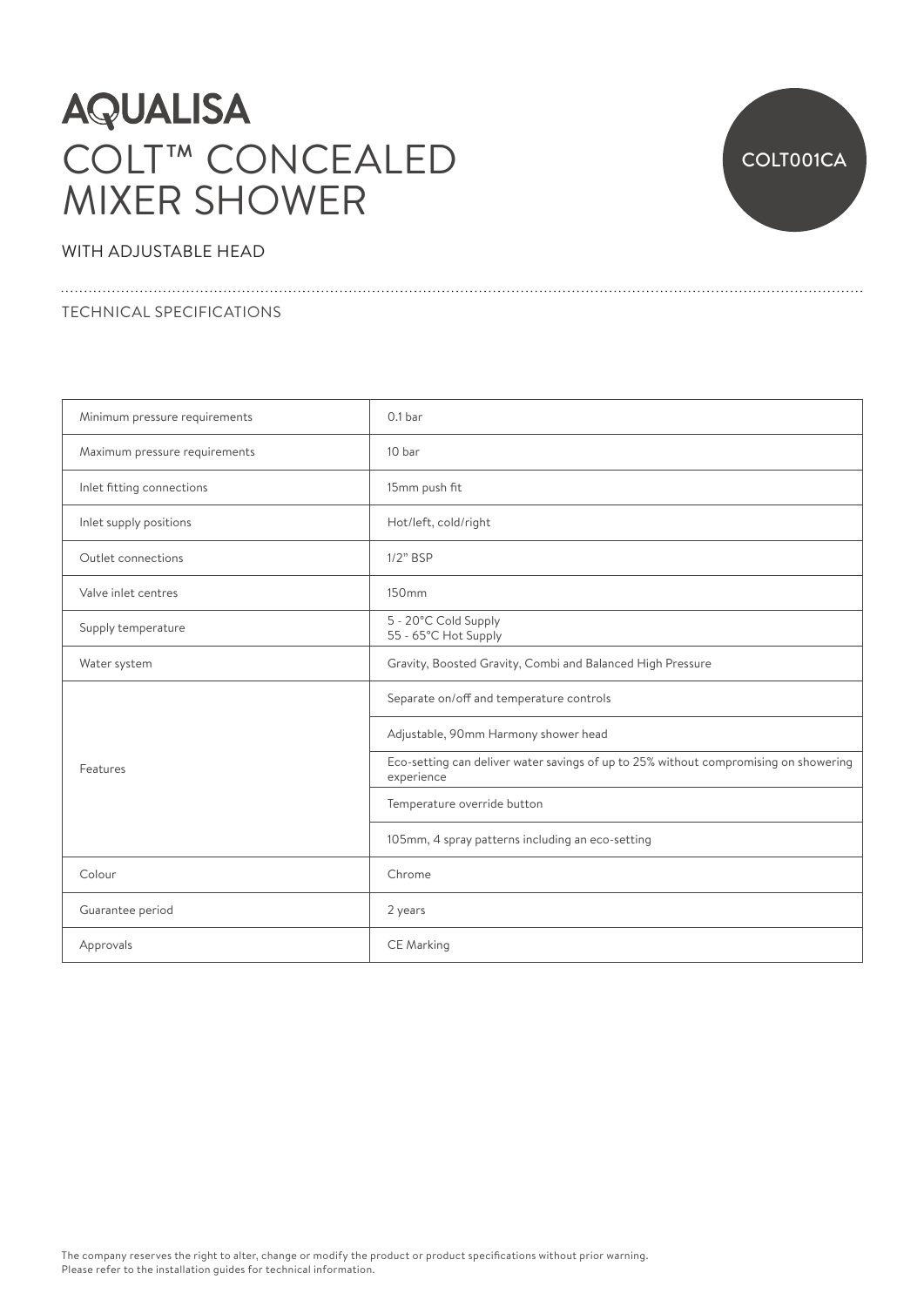# AQUALISA
# COLT™ CONCEALED MIXER SHOWER

COLT001CA

WITH ADJUSTABLE HEAD

## TECHNICAL SPECIFICATIONS

| | |
|---|---|
| Minimum pressure requirements | 0.1 bar |
| Maximum pressure requirements | 10 bar |
| Inlet fitting connections | 15mm push fit |
| Inlet supply positions | Hot/left, cold/right |
| Outlet connections | 1/2" BSP |
| Valve inlet centres | 150mm |
| Supply temperature | 5 - 20°C Cold Supply<br>55 - 65°C Hot Supply |
| Water system | Gravity, Boosted Gravity, Combi and Balanced High Pressure |
| Features | Separate on/off and temperature controls |
| | Adjustable, 90mm Harmony shower head |
| | Eco-setting can deliver water savings of up to 25% without compromising on showering experience |
| | Temperature override button |
| | 105mm, 4 spray patterns including an eco-setting |
| Colour | Chrome |
| Guarantee period | 2 years |
| Approvals | CE Marking |

The company reserves the right to alter, change or modify the product or product specifications without prior warning.
Please refer to the installation guides for technical information.